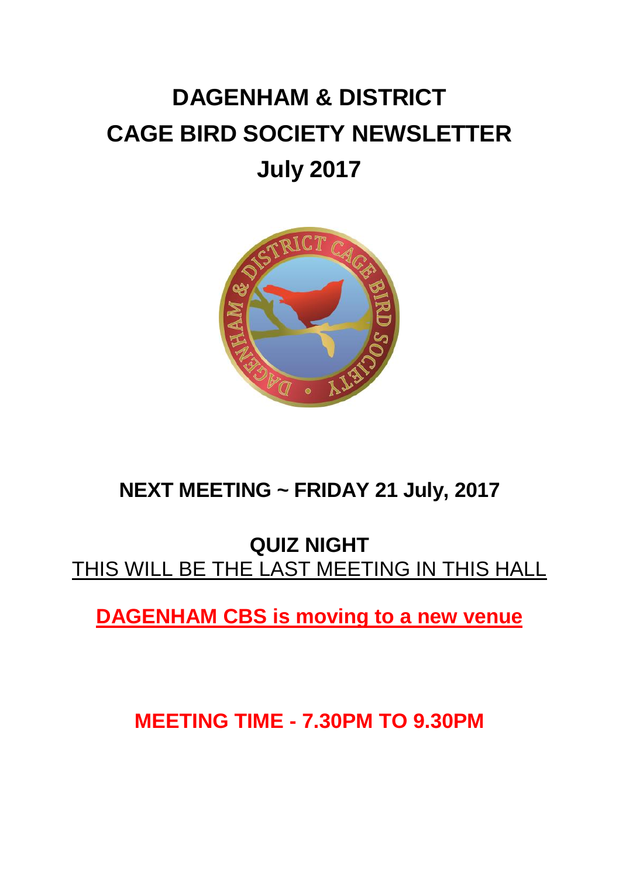# DAGENHAM & DISTRICT CAGE BIRD SOCIETY NEWSLETTER July 2017

## NEXT MEETING ~ FRIDAY 21 July, 2017

## QUIZ NIGHT

THIS WILL BE THE LAST MEETING IN THIS HALL

**DAGENHAM CBS is moving to a new venue**

**MEETING TIME - 7.30PM TO 9.30PM**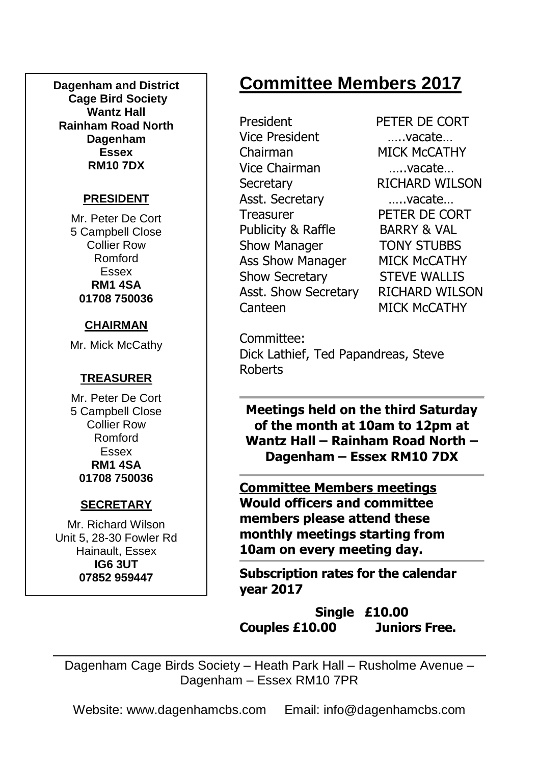**Dagenham and District Cage Bird Society**
**Wantz Hall**
**Rainham Road North**
**Dagenham**
**Essex**
**RM10 7DX**

**PRESIDENT**

Mr. Peter De Cort
5 Campbell Close
Collier Row
Romford
Essex
**RM1 4SA**
**01708 750036**

**CHAIRMAN**

Mr. Mick McCathy

**TREASURER**

Mr. Peter De Cort
5 Campbell Close
Collier Row
Romford
Essex
**RM1 4SA**
**01708 750036**

**SECRETARY**

Mr. Richard Wilson
Unit 5, 28-30 Fowler Rd
Hainault, Essex
**IG6 3UT**
**07852 959447**

# Committee Members 2017

| | |
|---|---|
| President | PETER DE CORT |
| Vice President | …..vacate… |
| Chairman | MICK McCATHY |
| Vice Chairman | …..vacate… |
| Secretary | RICHARD WILSON |
| Asst. Secretary | …..vacate… |
| Treasurer | PETER DE CORT |
| Publicity & Raffle | BARRY & VAL |
| Show Manager | TONY STUBBS |
| Ass Show Manager | MICK McCATHY |
| Show Secretary | STEVE WALLIS |
| Asst. Show Secretary | RICHARD WILSON |
| Canteen | MICK McCATHY |

Committee:
Dick Lathief, Ted Papandreas, Steve Roberts

**Meetings held on the third Saturday of the month at 10am to 12pm at Wantz Hall – Rainham Road North – Dagenham – Essex RM10 7DX**

**Committee Members meetings**
**Would officers and committee members please attend these monthly meetings starting from 10am on every meeting day.**

**Subscription rates for the calendar year 2017**

**Single £10.00**
**Couples £10.00 Juniors Free.**

Dagenham Cage Birds Society – Heath Park Hall – Rusholme Avenue – Dagenham – Essex RM10 7PR

Website: www.dagenhamcbs.com Email: info@dagenhamcbs.com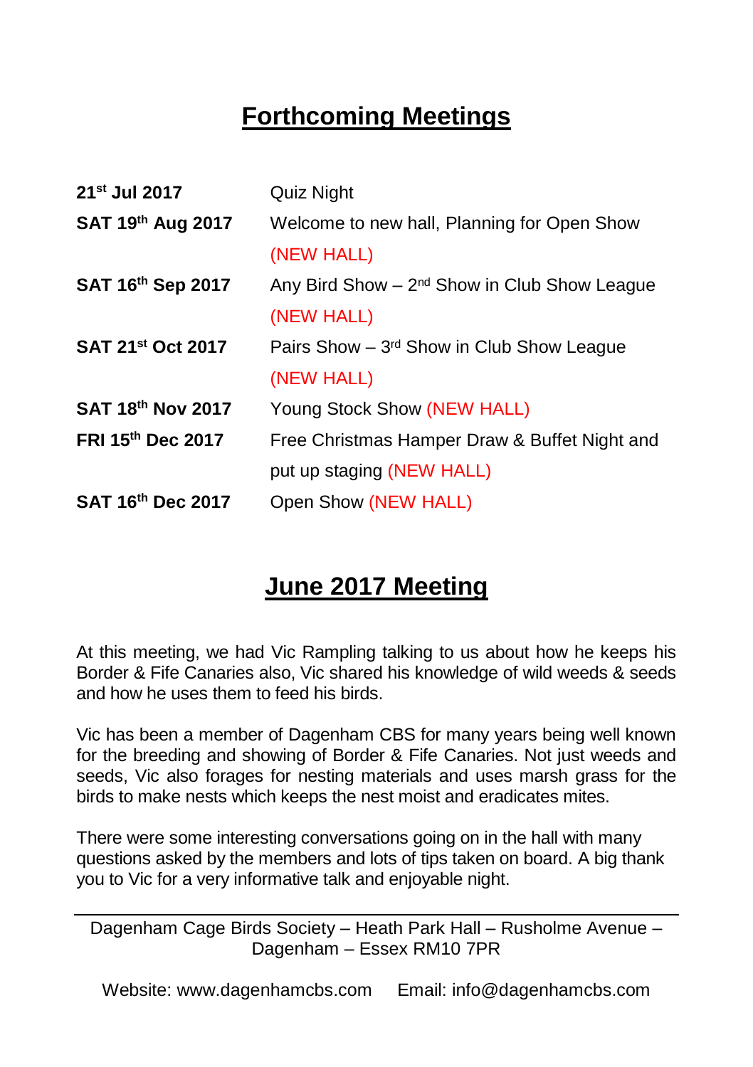## Forthcoming Meetings

| | |
|---|---|
| **21st Jul 2017** | Quiz Night |
| **SAT 19th Aug 2017** | Welcome to new hall, Planning for Open Show (NEW HALL) |
| **SAT 16th Sep 2017** | Any Bird Show – 2nd Show in Club Show League (NEW HALL) |
| **SAT 21st Oct 2017** | Pairs Show – 3rd Show in Club Show League (NEW HALL) |
| **SAT 18th Nov 2017** | Young Stock Show (NEW HALL) |
| **FRI 15th Dec 2017** | Free Christmas Hamper Draw & Buffet Night and put up staging (NEW HALL) |
| **SAT 16th Dec 2017** | Open Show (NEW HALL) |

## June 2017 Meeting

At this meeting, we had Vic Rampling talking to us about how he keeps his Border & Fife Canaries also, Vic shared his knowledge of wild weeds & seeds and how he uses them to feed his birds.

Vic has been a member of Dagenham CBS for many years being well known for the breeding and showing of Border & Fife Canaries. Not just weeds and seeds, Vic also forages for nesting materials and uses marsh grass for the birds to make nests which keeps the nest moist and eradicates mites.

There were some interesting conversations going on in the hall with many questions asked by the members and lots of tips taken on board. A big thank you to Vic for a very informative talk and enjoyable night.

---

Dagenham Cage Birds Society – Heath Park Hall – Rusholme Avenue – Dagenham – Essex RM10 7PR

Website: www.dagenhamcbs.com Email: info@dagenhamcbs.com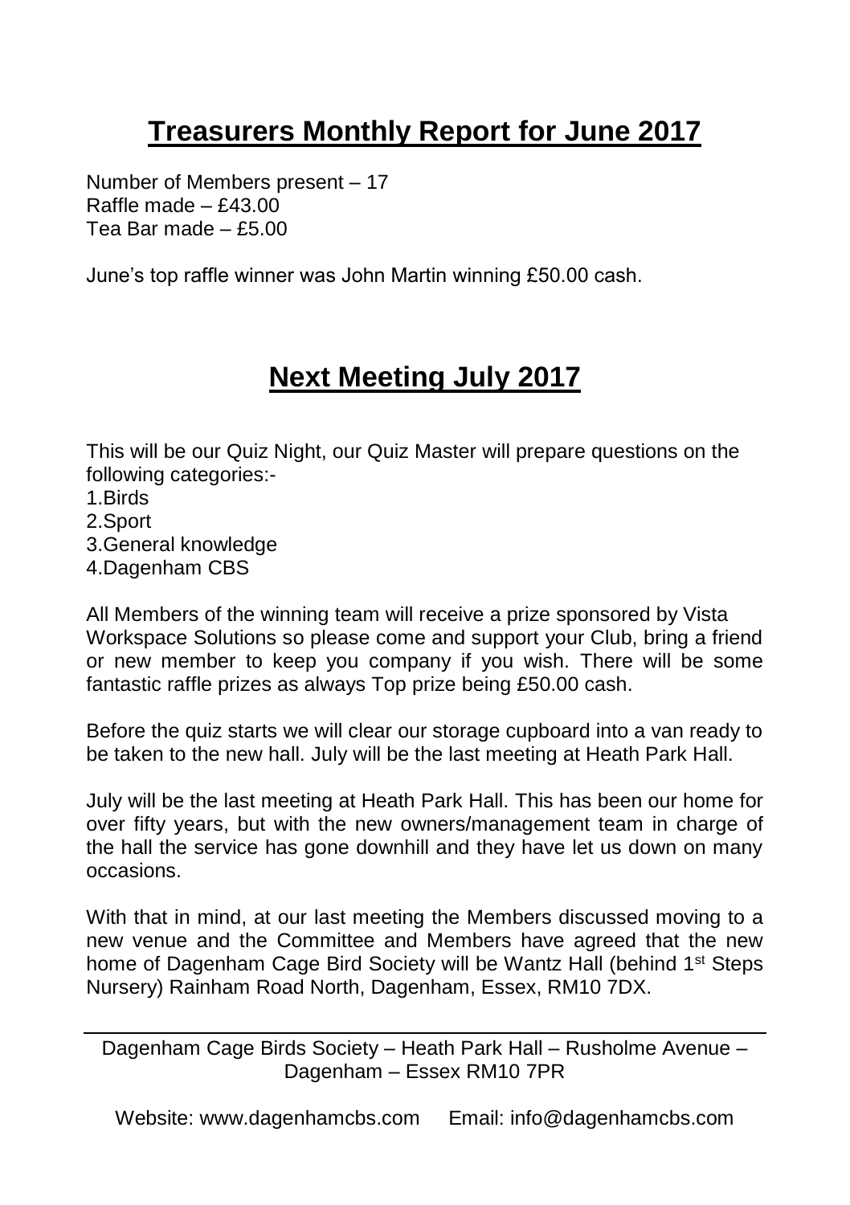## Treasurers Monthly Report for June 2017

Number of Members present – 17
Raffle made – £43.00
Tea Bar made – £5.00

June's top raffle winner was John Martin winning £50.00 cash.

## Next Meeting July 2017

This will be our Quiz Night, our Quiz Master will prepare questions on the following categories:-

1. Birds
2. Sport
3. General knowledge
4. Dagenham CBS

All Members of the winning team will receive a prize sponsored by Vista Workspace Solutions so please come and support your Club, bring a friend or new member to keep you company if you wish. There will be some fantastic raffle prizes as always Top prize being £50.00 cash.

Before the quiz starts we will clear our storage cupboard into a van ready to be taken to the new hall. July will be the last meeting at Heath Park Hall.

July will be the last meeting at Heath Park Hall. This has been our home for over fifty years, but with the new owners/management team in charge of the hall the service has gone downhill and they have let us down on many occasions.

With that in mind, at our last meeting the Members discussed moving to a new venue and the Committee and Members have agreed that the new home of Dagenham Cage Bird Society will be Wantz Hall (behind 1st Steps Nursery) Rainham Road North, Dagenham, Essex, RM10 7DX.

---

Dagenham Cage Birds Society – Heath Park Hall – Rusholme Avenue – Dagenham – Essex RM10 7PR

Website: www.dagenhamcbs.com Email: info@dagenhamcbs.com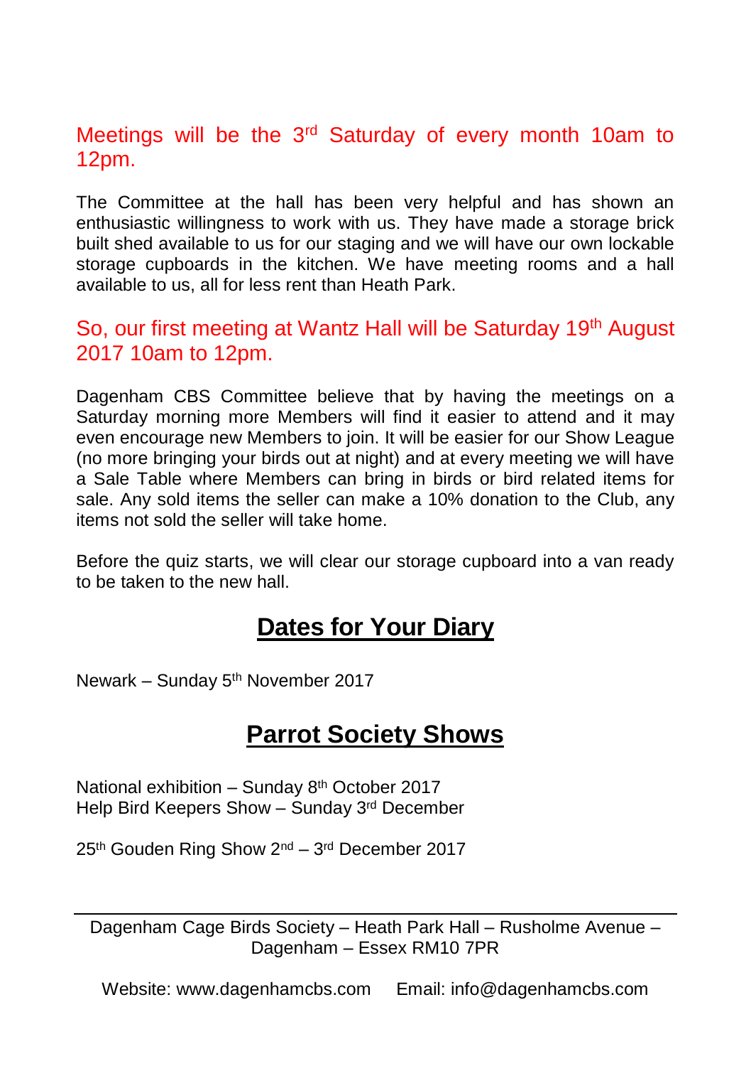Meetings will be the 3rd Saturday of every month 10am to 12pm.

The Committee at the hall has been very helpful and has shown an enthusiastic willingness to work with us. They have made a storage brick built shed available to us for our staging and we will have our own lockable storage cupboards in the kitchen. We have meeting rooms and a hall available to us, all for less rent than Heath Park.

So, our first meeting at Wantz Hall will be Saturday 19th August 2017 10am to 12pm.

Dagenham CBS Committee believe that by having the meetings on a Saturday morning more Members will find it easier to attend and it may even encourage new Members to join. It will be easier for our Show League (no more bringing your birds out at night) and at every meeting we will have a Sale Table where Members can bring in birds or bird related items for sale. Any sold items the seller can make a 10% donation to the Club, any items not sold the seller will take home.

Before the quiz starts, we will clear our storage cupboard into a van ready to be taken to the new hall.

## Dates for Your Diary

Newark – Sunday 5th November 2017

## Parrot Society Shows

National exhibition – Sunday 8th October 2017
Help Bird Keepers Show – Sunday 3rd December

25th Gouden Ring Show 2nd – 3rd December 2017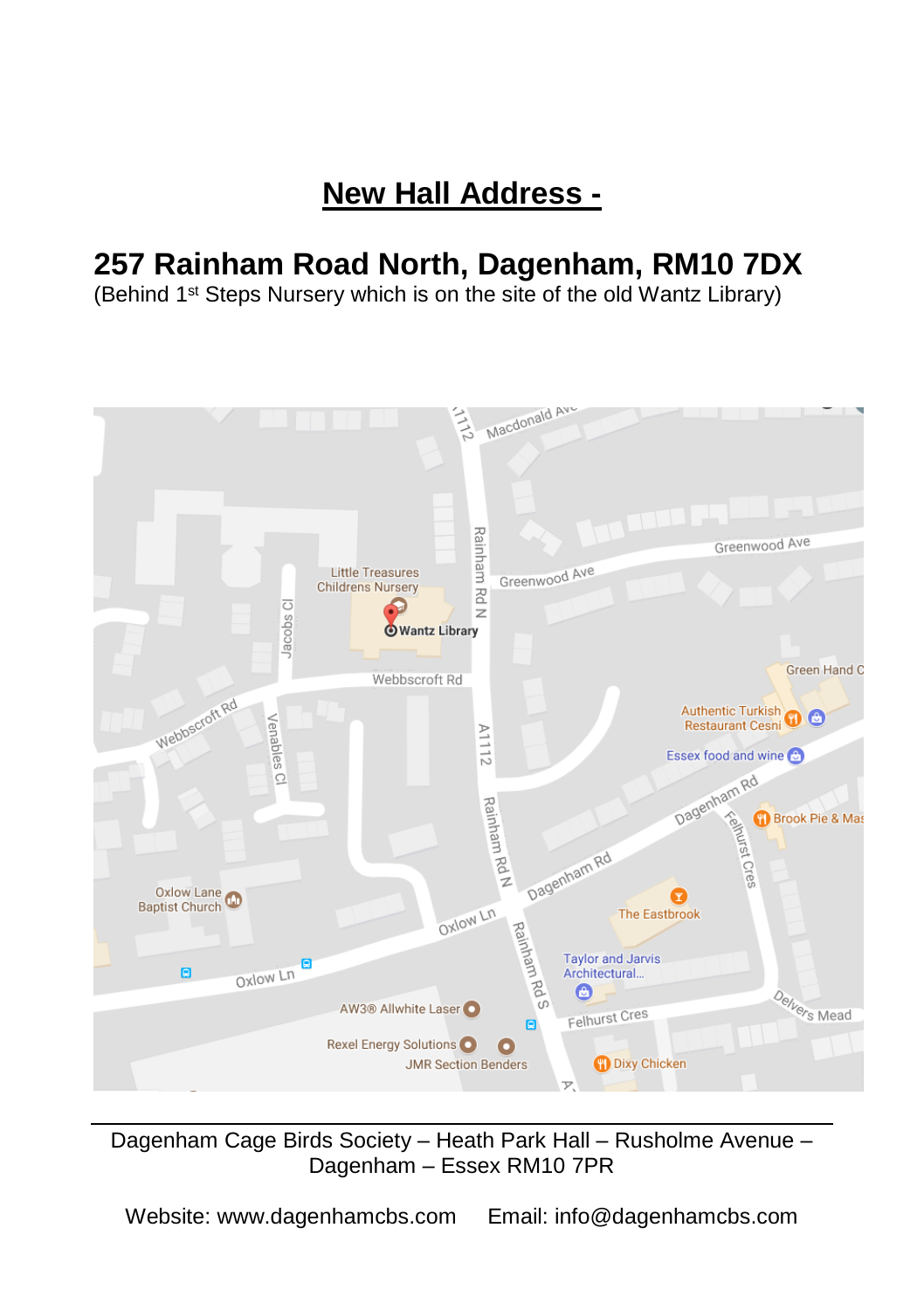## New Hall Address -

**257 Rainham Road North, Dagenham, RM10 7DX**

(Behind 1st Steps Nursery which is on the site of the old Wantz Library)

Dagenham Cage Birds Society – Heath Park Hall – Rusholme Avenue – Dagenham – Essex RM10 7PR

Website: www.dagenhamcbs.com Email: info@dagenhamcbs.com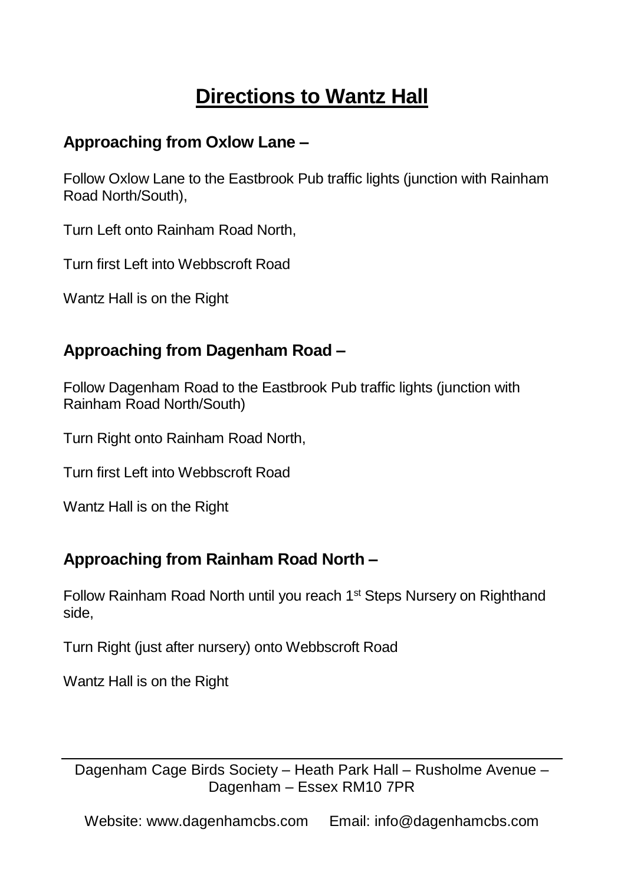# Directions to Wantz Hall

### Approaching from Oxlow Lane –

Follow Oxlow Lane to the Eastbrook Pub traffic lights (junction with Rainham Road North/South),

Turn Left onto Rainham Road North,

Turn first Left into Webbscroft Road

Wantz Hall is on the Right

### Approaching from Dagenham Road –

Follow Dagenham Road to the Eastbrook Pub traffic lights (junction with Rainham Road North/South)

Turn Right onto Rainham Road North,

Turn first Left into Webbscroft Road

Wantz Hall is on the Right

### Approaching from Rainham Road North –

Follow Rainham Road North until you reach 1st Steps Nursery on Righthand side,

Turn Right (just after nursery) onto Webbscroft Road

Wantz Hall is on the Right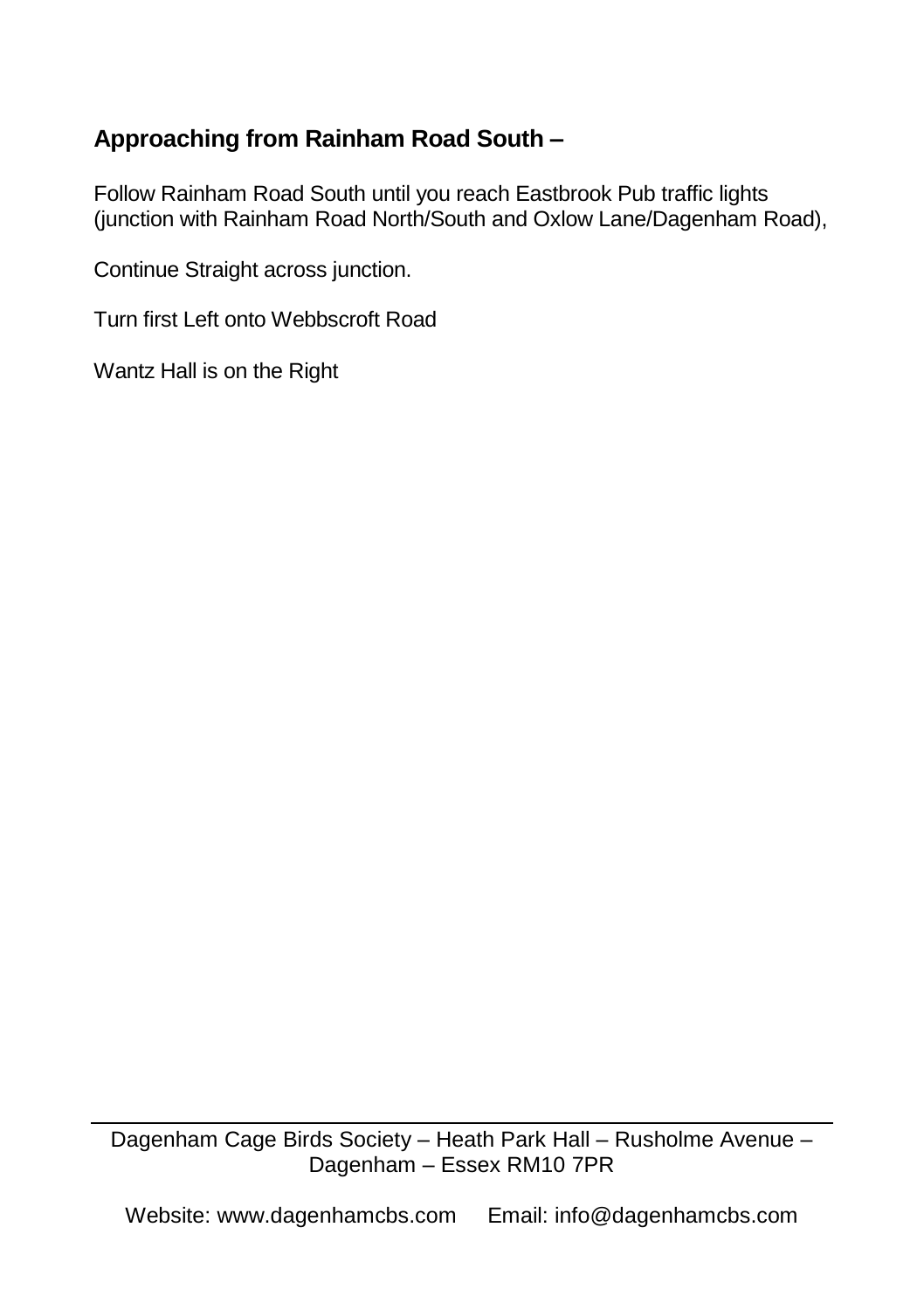## Approaching from Rainham Road South –

Follow Rainham Road South until you reach Eastbrook Pub traffic lights (junction with Rainham Road North/South and Oxlow Lane/Dagenham Road),

Continue Straight across junction.

Turn first Left onto Webbscroft Road

Wantz Hall is on the Right